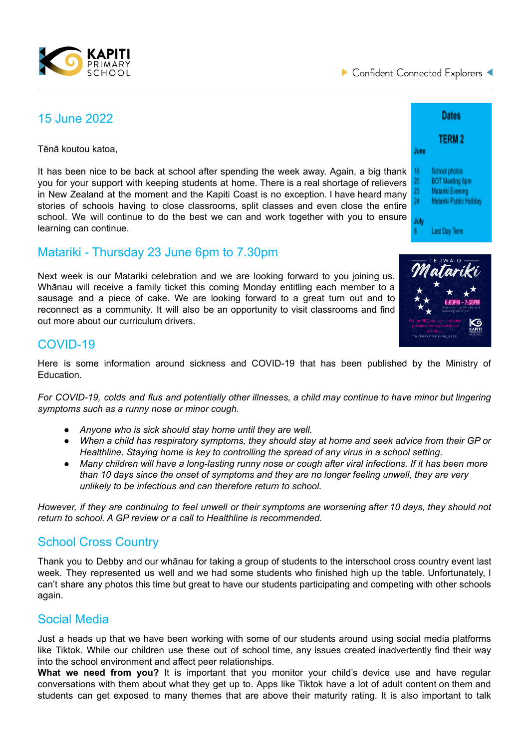KAPITI PRIMARY SCHOOL

Confident Connected Explorers

## 15 June 2022

Tēnā koutou katoa,

It has been nice to be back at school after spending the week away. Again, a big thank you for your support with keeping students at home. There is a real shortage of relievers in New Zealand at the moment and the Kapiti Coast is no exception. I have heard many stories of schools having to close classrooms, split classes and even close the entire school. We will continue to do the best we can and work together with you to ensure learning can continue.

**Dates**

**TERM 2**

**June**

- 16 School photos
- 20 BOT Meeting 6pm
- 23 Matariki Evening
- 24 Matariki Public Holiday

**July**

- 8 Last Day Term

## Matariki - Thursday 23 June 6pm to 7.30pm

Next week is our Matariki celebration and we are looking forward to you joining us. Whānau will receive a family ticket this coming Monday entitling each member to a sausage and a piece of cake. We are looking forward to a great turn out and to reconnect as a community. It will also be an opportunity to visit classrooms and find out more about our curriculum drivers.

## COVID-19

Here is some information around sickness and COVID-19 that has been published by the Ministry of Education.

*For COVID-19, colds and flus and potentially other illnesses, a child may continue to have minor but lingering symptoms such as a runny nose or minor cough.*

- *Anyone who is sick should stay home until they are well.*
- *When a child has respiratory symptoms, they should stay at home and seek advice from their GP or Healthline. Staying home is key to controlling the spread of any virus in a school setting.*
- *Many children will have a long-lasting runny nose or cough after viral infections. If it has been more than 10 days since the onset of symptoms and they are no longer feeling unwell, they are very unlikely to be infectious and can therefore return to school.*

*However, if they are continuing to feel unwell or their symptoms are worsening after 10 days, they should not return to school. A GP review or a call to Healthline is recommended.*

## School Cross Country

Thank you to Debby and our whānau for taking a group of students to the interschool cross country event last week. They represented us well and we had some students who finished high up the table. Unfortunately, I can't share any photos this time but great to have our students participating and competing with other schools again.

## Social Media

Just a heads up that we have been working with some of our students around using social media platforms like Tiktok. While our children use these out of school time, any issues created inadvertently find their way into the school environment and affect peer relationships.

**What we need from you?** It is important that you monitor your child's device use and have regular conversations with them about what they get up to. Apps like Tiktok have a lot of adult content on them and students can get exposed to many themes that are above their maturity rating. It is also important to talk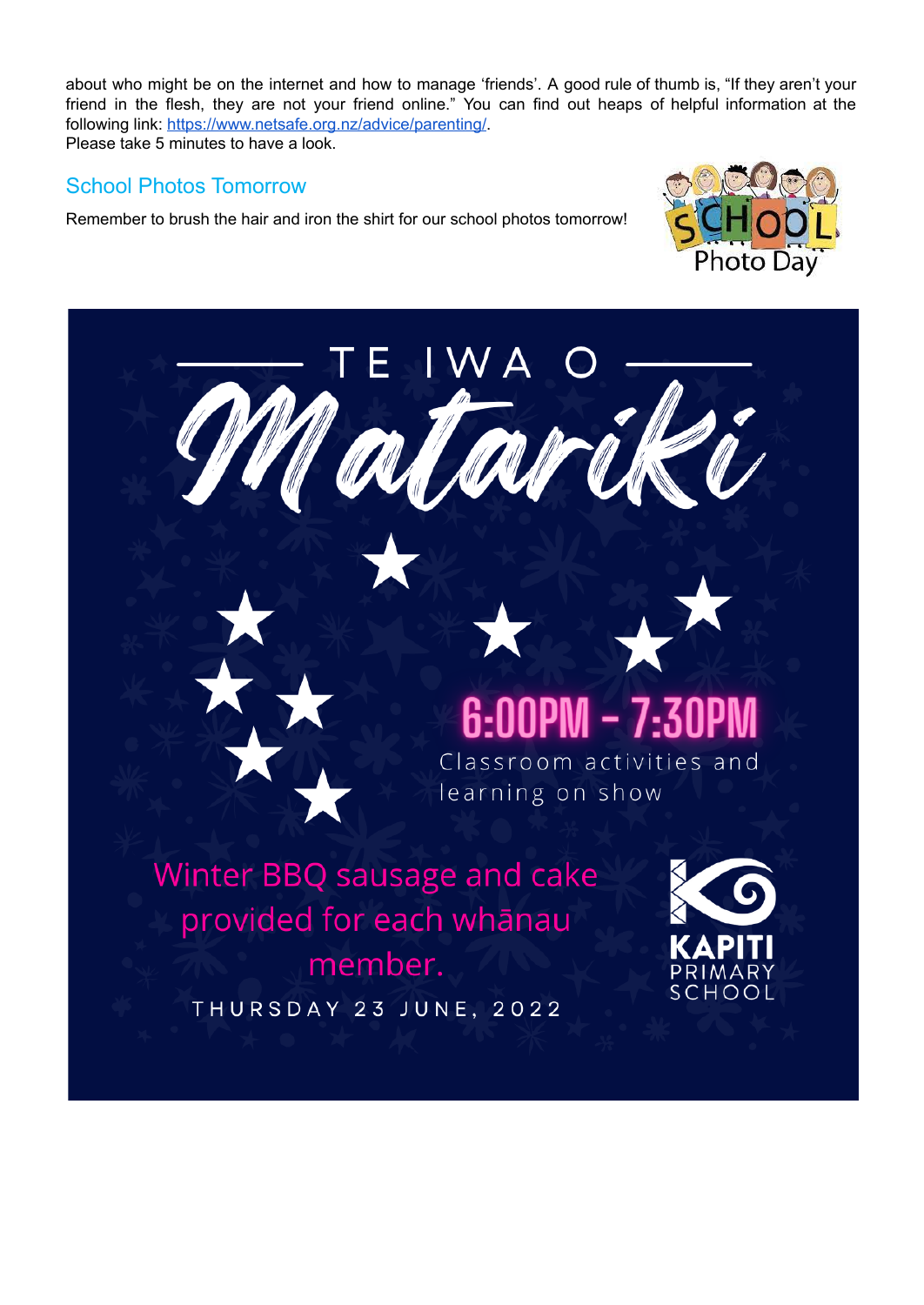about who might be on the internet and how to manage 'friends'. A good rule of thumb is, "If they aren't your friend in the flesh, they are not your friend online." You can find out heaps of helpful information at the following link: https://www.netsafe.org.nz/advice/parenting/.
Please take 5 minutes to have a look.

## School Photos Tomorrow

Remember to brush the hair and iron the shirt for our school photos tomorrow!

TE IWA O

# Matariki

**6:00PM - 7:30PM**

Classroom activities and learning on show

Winter BBQ sausage and cake provided for each whānau member.

THURSDAY 23 JUNE, 2022

KAPITI PRIMARY SCHOOL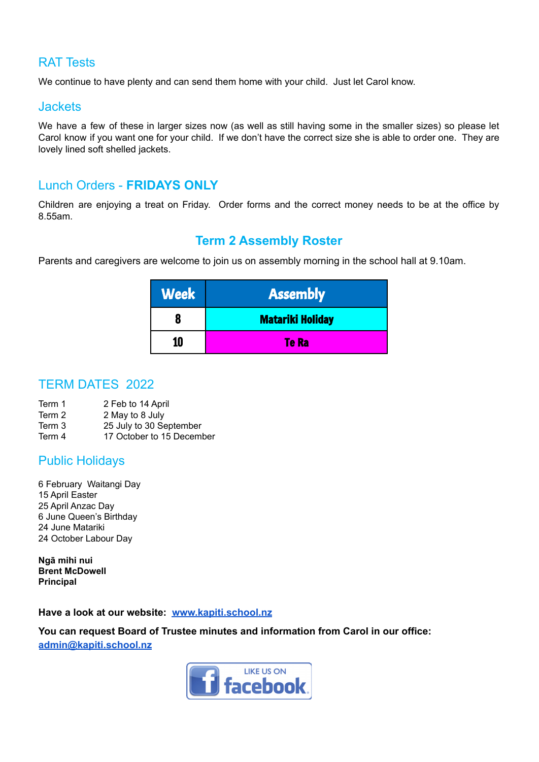## RAT Tests

We continue to have plenty and can send them home with your child. Just let Carol know.

## Jackets

We have a few of these in larger sizes now (as well as still having some in the smaller sizes) so please let Carol know if you want one for your child. If we don't have the correct size she is able to order one. They are lovely lined soft shelled jackets.

## Lunch Orders - **FRIDAYS ONLY**

Children are enjoying a treat on Friday. Order forms and the correct money needs to be at the office by 8.55am.

## Term 2 Assembly Roster

Parents and caregivers are welcome to join us on assembly morning in the school hall at 9.10am.

| Week | Assembly |
|---|---|
| 8 | Matariki Holiday |
| 10 | Te Ra |

## TERM DATES 2022

Term 1 2 Feb to 14 April
Term 2 2 May to 8 July
Term 3 25 July to 30 September
Term 4 17 October to 15 December

## Public Holidays

6 February Waitangi Day
15 April Easter
25 April Anzac Day
6 June Queen's Birthday
24 June Matariki
24 October Labour Day

**Ngā mihi nui**
**Brent McDowell**
**Principal**

**Have a look at our website: [www.kapiti.school.nz](http://www.kapiti.school.nz)**

**You can request Board of Trustee minutes and information from Carol in our office: [admin@kapiti.school.nz](mailto:admin@kapiti.school.nz)**

LIKE US ON facebook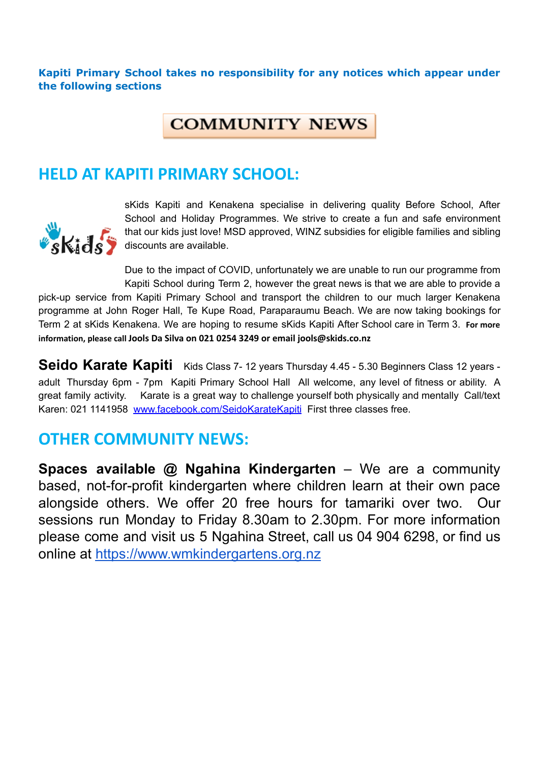**Kapiti Primary School takes no responsibility for any notices which appear under the following sections**

# COMMUNITY NEWS

## HELD AT KAPITI PRIMARY SCHOOL:

sKids Kapiti and Kenakena specialise in delivering quality Before School, After School and Holiday Programmes. We strive to create a fun and safe environment that our kids just love! MSD approved, WINZ subsidies for eligible families and sibling discounts are available.

Due to the impact of COVID, unfortunately we are unable to run our programme from Kapiti School during Term 2, however the great news is that we are able to provide a pick-up service from Kapiti Primary School and transport the children to our much larger Kenakena programme at John Roger Hall, Te Kupe Road, Paraparaumu Beach. We are now taking bookings for Term 2 at sKids Kenakena. We are hoping to resume sKids Kapiti After School care in Term 3. **For more information, please call Jools Da Silva on 021 0254 3249 or email jools@skids.co.nz**

**Seido Karate Kapiti** Kids Class 7- 12 years Thursday 4.45 - 5.30 Beginners Class 12 years - adult Thursday 6pm - 7pm Kapiti Primary School Hall All welcome, any level of fitness or ability. A great family activity. Karate is a great way to challenge yourself both physically and mentally Call/text Karen: 021 1141958 [www.facebook.com/SeidoKarateKapiti](www.facebook.com/SeidoKarateKapiti) First three classes free.

## OTHER COMMUNITY NEWS:

**Spaces available @ Ngahina Kindergarten** – We are a community based, not-for-profit kindergarten where children learn at their own pace alongside others. We offer 20 free hours for tamariki over two. Our sessions run Monday to Friday 8.30am to 2.30pm. For more information please come and visit us 5 Ngahina Street, call us 04 904 6298, or find us online at [https://www.wmkindergartens.org.nz](https://www.wmkindergartens.org.nz)